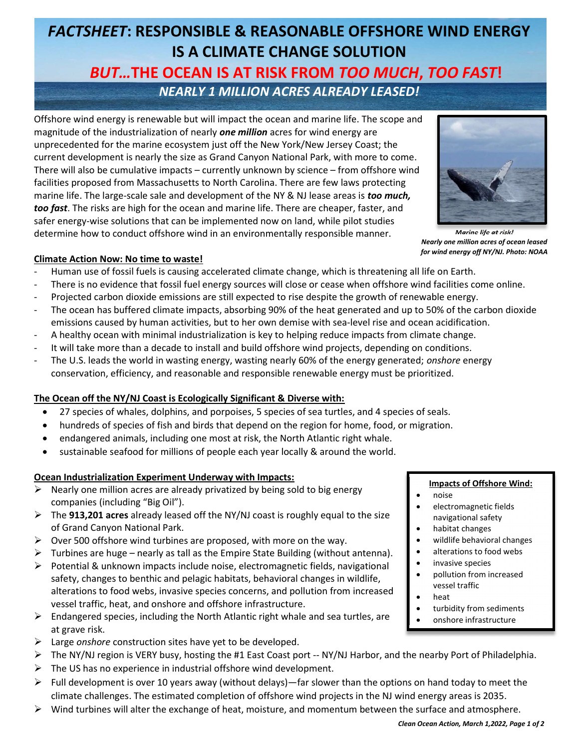# *FACTSHEET*: RESPONSIBLE & REASONABLE OFFSHORE WIND ENERGY IS A CLIMATE CHANGE SOLUTION

## *BUT…*THE OCEAN IS AT RISK FROM *TOO MUCH*, *TOO FAST*!

### *NEARLY 1 MILLION ACRES ALREADY LEASED!*

Offshore wind energy is renewable but will impact the ocean and marine life. The scope and magnitude of the industrialization of nearly ***one million*** acres for wind energy are unprecedented for the marine ecosystem just off the New York/New Jersey Coast; the current development is nearly the size as Grand Canyon National Park, with more to come. There will also be cumulative impacts – currently unknown by science – from offshore wind facilities proposed from Massachusetts to North Carolina. There are few laws protecting marine life. The large-scale sale and development of the NY & NJ lease areas is ***too much, too fast***. The risks are high for the ocean and marine life. There are cheaper, faster, and safer energy-wise solutions that can be implemented now on land, while pilot studies determine how to conduct offshore wind in an environmentally responsible manner.

***Marine life at risk!***
***Nearly one million acres of ocean leased for wind energy off NY/NJ. Photo: NOAA***

**Climate Action Now: No time to waste!**

- Human use of fossil fuels is causing accelerated climate change, which is threatening all life on Earth.
- There is no evidence that fossil fuel energy sources will close or cease when offshore wind facilities come online.
- Projected carbon dioxide emissions are still expected to rise despite the growth of renewable energy.
- The ocean has buffered climate impacts, absorbing 90% of the heat generated and up to 50% of the carbon dioxide emissions caused by human activities, but to her own demise with sea-level rise and ocean acidification.
- A healthy ocean with minimal industrialization is key to helping reduce impacts from climate change.
- It will take more than a decade to install and build offshore wind projects, depending on conditions.
- The U.S. leads the world in wasting energy, wasting nearly 60% of the energy generated; *onshore* energy conservation, efficiency, and reasonable and responsible renewable energy must be prioritized.

**The Ocean off the NY/NJ Coast is Ecologically Significant & Diverse with:**

- 27 species of whales, dolphins, and porpoises, 5 species of sea turtles, and 4 species of seals.
- hundreds of species of fish and birds that depend on the region for home, food, or migration.
- endangered animals, including one most at risk, the North Atlantic right whale.
- sustainable seafood for millions of people each year locally & around the world.

**Ocean Industrialization Experiment Underway with Impacts:**

- Nearly one million acres are already privatized by being sold to big energy companies (including "Big Oil").
- The **913,201 acres** already leased off the NY/NJ coast is roughly equal to the size of Grand Canyon National Park.
- Over 500 offshore wind turbines are proposed, with more on the way.
- Turbines are huge – nearly as tall as the Empire State Building (without antenna).
- Potential & unknown impacts include noise, electromagnetic fields, navigational safety, changes to benthic and pelagic habitats, behavioral changes in wildlife, alterations to food webs, invasive species concerns, and pollution from increased vessel traffic, heat, and onshore and offshore infrastructure.
- Endangered species, including the North Atlantic right whale and sea turtles, are at grave risk.
- Large *onshore* construction sites have yet to be developed.
- The NY/NJ region is VERY busy, hosting the #1 East Coast port -- NY/NJ Harbor, and the nearby Port of Philadelphia.
- The US has no experience in industrial offshore wind development.
- Full development is over 10 years away (without delays)—far slower than the options on hand today to meet the climate challenges. The estimated completion of offshore wind projects in the NJ wind energy areas is 2035.
- Wind turbines will alter the exchange of heat, moisture, and momentum between the surface and atmosphere.

**Impacts of Offshore Wind:**

- noise
- electromagnetic fields navigational safety
- habitat changes
- wildlife behavioral changes
- alterations to food webs
- invasive species
- pollution from increased vessel traffic
- heat
- turbidity from sediments
- onshore infrastructure

*Clean Ocean Action, March 1,2022*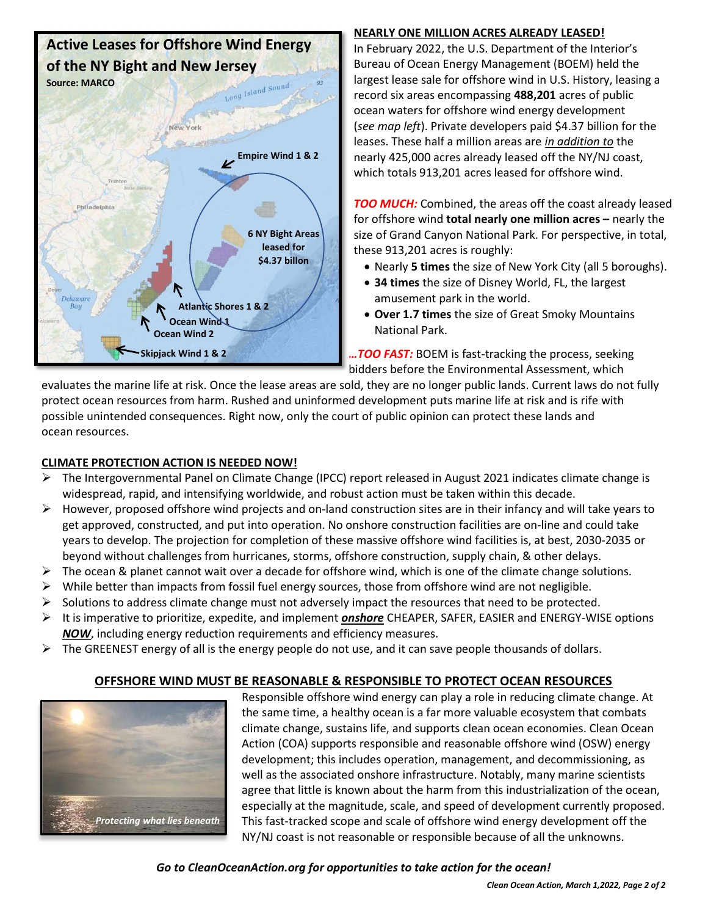**Active Leases for Offshore Wind Energy of the NY Bight and New Jersey**

**Source: MARCO**

Long Island Sound

New York

Trenton

New Jersey

Philadelphia

Dover

Delaware Bay

Delaware

**Empire Wind 1 & 2**

**6 NY Bight Areas leased for $4.37 billon**

**Atlantic Shores 1 & 2**

**Ocean Wind 1**

**Ocean Wind 2**

**Skipjack Wind 1 & 2**

## NEARLY ONE MILLION ACRES ALREADY LEASED!

In February 2022, the U.S. Department of the Interior's Bureau of Ocean Energy Management (BOEM) held the largest lease sale for offshore wind in U.S. History, leasing a record six areas encompassing **488,201** acres of public ocean waters for offshore wind energy development (*see map left*). Private developers paid $4.37 billion for the leases. These half a million areas are *in addition to* the nearly 425,000 acres already leased off the NY/NJ coast, which totals 913,201 acres leased for offshore wind.

***TOO MUCH:*** Combined, the areas off the coast already leased for offshore wind **total nearly one million acres –** nearly the size of Grand Canyon National Park. For perspective, in total, these 913,201 acres is roughly:

- Nearly **5 times** the size of New York City (all 5 boroughs).
- **34 times** the size of Disney World, FL, the largest amusement park in the world.
- **Over 1.7 times** the size of Great Smoky Mountains National Park.

***…TOO FAST:*** BOEM is fast-tracking the process, seeking bidders before the Environmental Assessment, which evaluates the marine life at risk. Once the lease areas are sold, they are no longer public lands. Current laws do not fully protect ocean resources from harm. Rushed and uninformed development puts marine life at risk and is rife with possible unintended consequences. Right now, only the court of public opinion can protect these lands and ocean resources.

## CLIMATE PROTECTION ACTION IS NEEDED NOW!

- The Intergovernmental Panel on Climate Change (IPCC) report released in August 2021 indicates climate change is widespread, rapid, and intensifying worldwide, and robust action must be taken within this decade.
- However, proposed offshore wind projects and on-land construction sites are in their infancy and will take years to get approved, constructed, and put into operation. No onshore construction facilities are on-line and could take years to develop. The projection for completion of these massive offshore wind facilities is, at best, 2030-2035 or beyond without challenges from hurricanes, storms, offshore construction, supply chain, & other delays.
- The ocean & planet cannot wait over a decade for offshore wind, which is one of the climate change solutions.
- While better than impacts from fossil fuel energy sources, those from offshore wind are not negligible.
- Solutions to address climate change must not adversely impact the resources that need to be protected.
- It is imperative to prioritize, expedite, and implement ***onshore*** CHEAPER, SAFER, EASIER and ENERGY-WISE options ***NOW***, including energy reduction requirements and efficiency measures.
- The GREENEST energy of all is the energy people do not use, and it can save people thousands of dollars.

## OFFSHORE WIND MUST BE REASONABLE & RESPONSIBLE TO PROTECT OCEAN RESOURCES

*Protecting what lies beneath*

Responsible offshore wind energy can play a role in reducing climate change. At the same time, a healthy ocean is a far more valuable ecosystem that combats climate change, sustains life, and supports clean ocean economies. Clean Ocean Action (COA) supports responsible and reasonable offshore wind (OSW) energy development; this includes operation, management, and decommissioning, as well as the associated onshore infrastructure. Notably, many marine scientists agree that little is known about the harm from this industrialization of the ocean, especially at the magnitude, scale, and speed of development currently proposed. This fast-tracked scope and scale of offshore wind energy development off the NY/NJ coast is not reasonable or responsible because of all the unknowns.

***Go to CleanOceanAction.org for opportunities to take action for the ocean!***